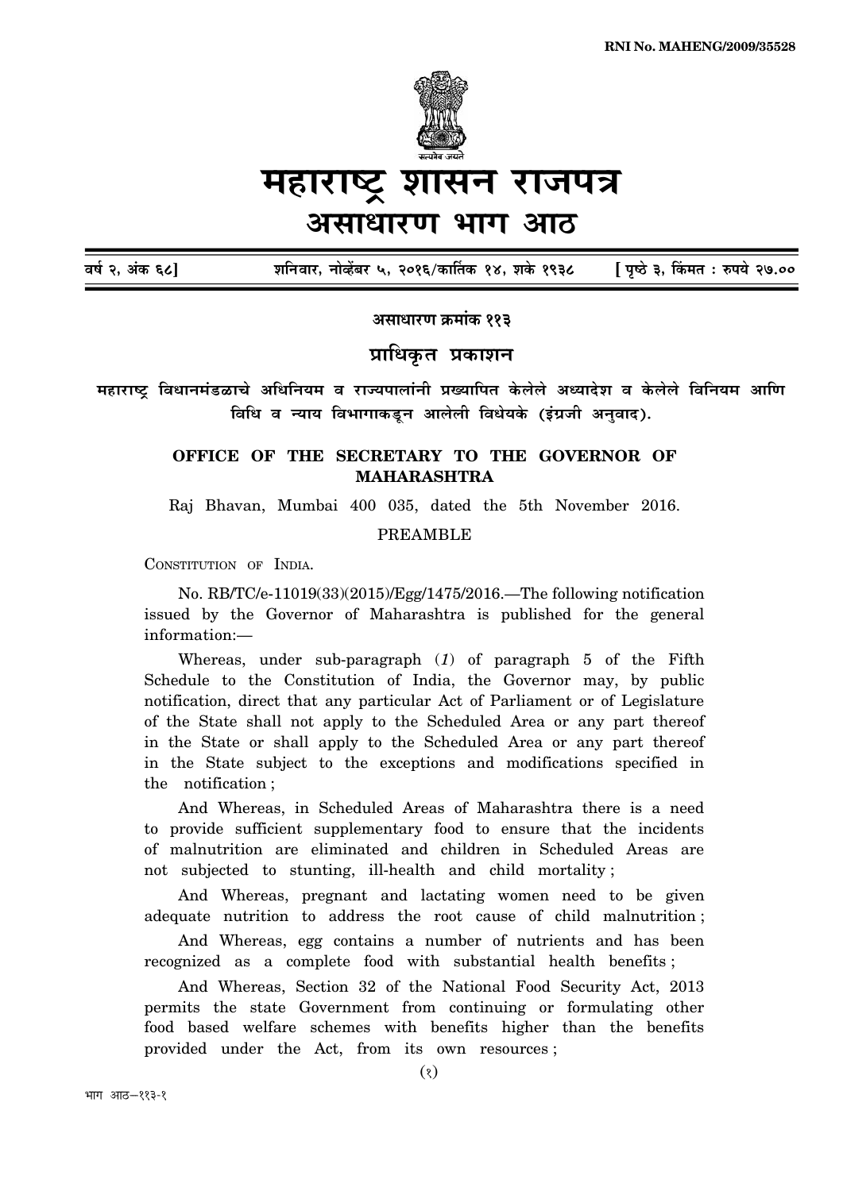RNI No. MAHENG/2009/35528

# महाराष्ट्र शासन राजपत्र

## असाधारण भाग आठ

वर्ष २, अंक ६८] शनिवार, नोव्हेंबर ५, २०१६/कार्तिक १४, शके १९३८ [ पृष्ठे ३, किंमत : रुपये २७.००

### असाधारण क्रमांक ११३

### प्राधिकृत प्रकाशन

**महाराष्ट्र विधानमंडळाचे अधिनियम व राज्यपालांनी प्रख्यापित केलेले अध्यादेश व केलेले विनियम आणि विधि व न्याय विभागाकडून आलेली विधेयके (इंग्रजी अनुवाद).**

**OFFICE OF THE SECRETARY TO THE GOVERNOR OF MAHARASHTRA**

Raj Bhavan, Mumbai 400 035, dated the 5th November 2016.

PREAMBLE

CONSTITUTION OF INDIA.

No. RB/TC/e-11019(33)(2015)/Egg/1475/2016.—The following notification issued by the Governor of Maharashtra is published for the general information:—

Whereas, under sub-paragraph (*1*) of paragraph 5 of the Fifth Schedule to the Constitution of India, the Governor may, by public notification, direct that any particular Act of Parliament or of Legislature of the State shall not apply to the Scheduled Area or any part thereof in the State or shall apply to the Scheduled Area or any part thereof in the State subject to the exceptions and modifications specified in the notification ;

And Whereas, in Scheduled Areas of Maharashtra there is a need to provide sufficient supplementary food to ensure that the incidents of malnutrition are eliminated and children in Scheduled Areas are not subjected to stunting, ill-health and child mortality ;

And Whereas, pregnant and lactating women need to be given adequate nutrition to address the root cause of child malnutrition ;

And Whereas, egg contains a number of nutrients and has been recognized as a complete food with substantial health benefits ;

And Whereas, Section 32 of the National Food Security Act, 2013 permits the state Government from continuing or formulating other food based welfare schemes with benefits higher than the benefits provided under the Act, from its own resources ;

भाग आठ—११३-१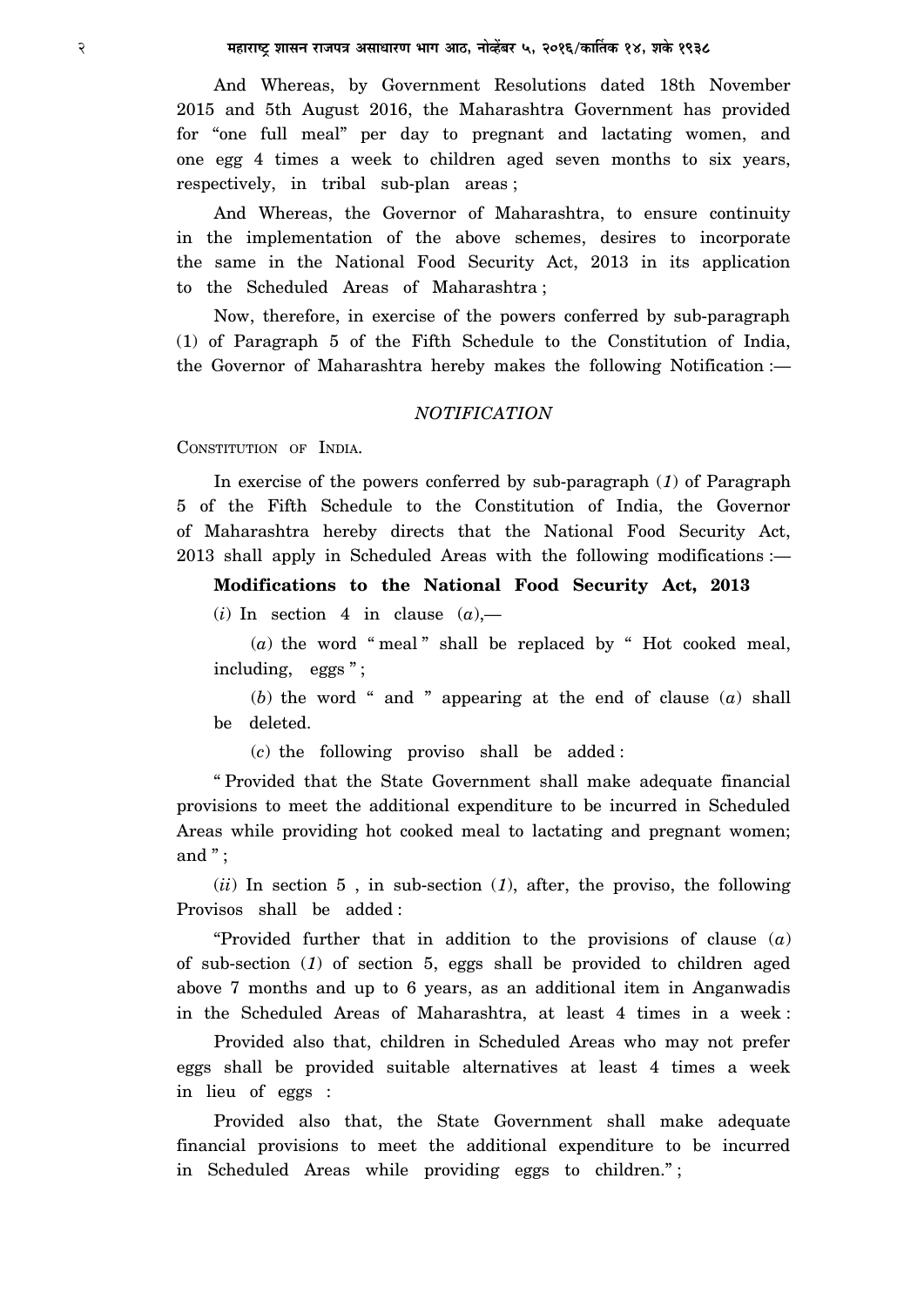And Whereas, by Government Resolutions dated 18th November 2015 and 5th August 2016, the Maharashtra Government has provided for "one full meal" per day to pregnant and lactating women, and one egg 4 times a week to children aged seven months to six years, respectively, in tribal sub-plan areas ;

And Whereas, the Governor of Maharashtra, to ensure continuity in the implementation of the above schemes, desires to incorporate the same in the National Food Security Act, 2013 in its application to the Scheduled Areas of Maharashtra ;

Now, therefore, in exercise of the powers conferred by sub-paragraph (1) of Paragraph 5 of the Fifth Schedule to the Constitution of India, the Governor of Maharashtra hereby makes the following Notification :—

*NOTIFICATION*

CONSTITUTION OF INDIA.

In exercise of the powers conferred by sub-paragraph (*1*) of Paragraph 5 of the Fifth Schedule to the Constitution of India, the Governor of Maharashtra hereby directs that the National Food Security Act, 2013 shall apply in Scheduled Areas with the following modifications :—

**Modifications to the National Food Security Act, 2013**

(*i*) In section 4 in clause (*a*),—

(*a*) the word " meal " shall be replaced by " Hot cooked meal, including, eggs " ;

(*b*) the word " and " appearing at the end of clause (*a*) shall be deleted.

(*c*) the following proviso shall be added :

" Provided that the State Government shall make adequate financial provisions to meet the additional expenditure to be incurred in Scheduled Areas while providing hot cooked meal to lactating and pregnant women; and " ;

(*ii*) In section 5 , in sub-section (*1*), after, the proviso, the following Provisos shall be added :

"Provided further that in addition to the provisions of clause (*a*) of sub-section (*1*) of section 5, eggs shall be provided to children aged above 7 months and up to 6 years, as an additional item in Anganwadis in the Scheduled Areas of Maharashtra, at least 4 times in a week :

Provided also that, children in Scheduled Areas who may not prefer eggs shall be provided suitable alternatives at least 4 times a week in lieu of eggs :

Provided also that, the State Government shall make adequate financial provisions to meet the additional expenditure to be incurred in Scheduled Areas while providing eggs to children." ;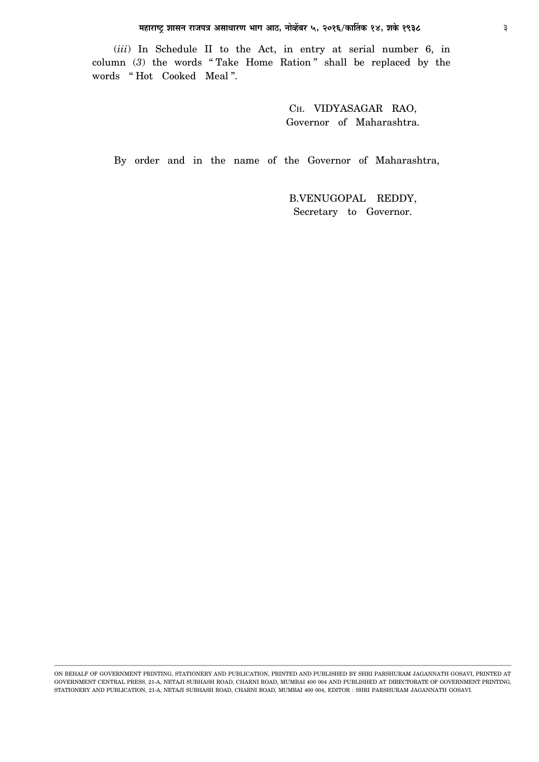(*iii*) In Schedule II to the Act, in entry at serial number 6, in column (*3*) the words "Take Home Ration" shall be replaced by the words "Hot Cooked Meal".

CH. VIDYASAGAR RAO,
Governor of Maharashtra.

By order and in the name of the Governor of Maharashtra,

B.VENUGOPAL REDDY,
Secretary to Governor.

ON BEHALF OF GOVERNMENT PRINTING, STATIONERY AND PUBLICATION, PRINTED AND PUBLISHED BY SHRI PARSHURAM JAGANNATH GOSAVI, PRINTED AT GOVERNMENT CENTRAL PRESS, 21-A, NETAJI SUBHASH ROAD, CHARNI ROAD, MUMBAI 400 004 AND PUBLISHED AT DIRECTORATE OF GOVERNMENT PRINTING, STATIONERY AND PUBLICATION, 21-A, NETAJI SUBHASH ROAD, CHARNI ROAD, MUMBAI 400 004, EDITOR : SHRI PARSHURAM JAGANNATH GOSAVI.